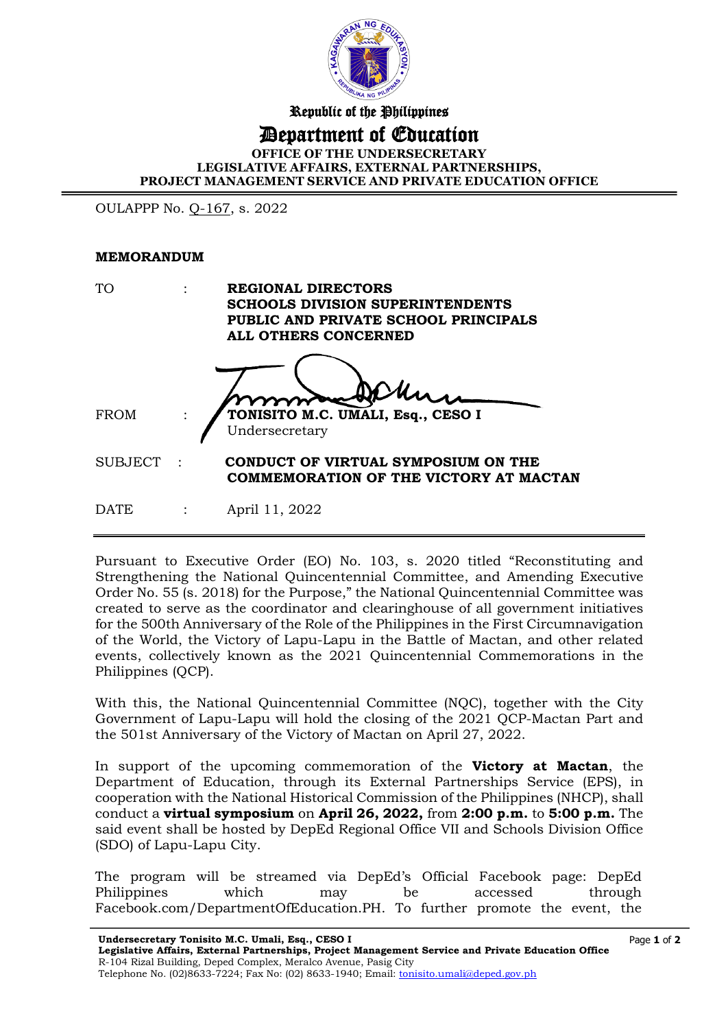Republic of the Philippines

# Department of Education

**OFFICE OF THE UNDERSECRETARY**
**LEGISLATIVE AFFAIRS, EXTERNAL PARTNERSHIPS,**
**PROJECT MANAGEMENT SERVICE AND PRIVATE EDUCATION OFFICE**

OULAPPP No. Q-167, s. 2022

**MEMORANDUM**

TO : **REGIONAL DIRECTORS**
**SCHOOLS DIVISION SUPERINTENDENTS**
**PUBLIC AND PRIVATE SCHOOL PRINCIPALS**
**ALL OTHERS CONCERNED**

FROM : **TONISITO M.C. UMALI, Esq., CESO I**
Undersecretary

SUBJECT : **CONDUCT OF VIRTUAL SYMPOSIUM ON THE COMMEMORATION OF THE VICTORY AT MACTAN**

DATE : April 11, 2022

---

Pursuant to Executive Order (EO) No. 103, s. 2020 titled "Reconstituting and Strengthening the National Quincentennial Committee, and Amending Executive Order No. 55 (s. 2018) for the Purpose," the National Quincentennial Committee was created to serve as the coordinator and clearinghouse of all government initiatives for the 500th Anniversary of the Role of the Philippines in the First Circumnavigation of the World, the Victory of Lapu-Lapu in the Battle of Mactan, and other related events, collectively known as the 2021 Quincentennial Commemorations in the Philippines (QCP).

With this, the National Quincentennial Committee (NQC), together with the City Government of Lapu-Lapu will hold the closing of the 2021 QCP-Mactan Part and the 501st Anniversary of the Victory of Mactan on April 27, 2022.

In support of the upcoming commemoration of the **Victory at Mactan**, the Department of Education, through its External Partnerships Service (EPS), in cooperation with the National Historical Commission of the Philippines (NHCP), shall conduct a **virtual symposium** on **April 26, 2022,** from **2:00 p.m.** to **5:00 p.m.** The said event shall be hosted by DepEd Regional Office VII and Schools Division Office (SDO) of Lapu-Lapu City.

The program will be streamed via DepEd's Official Facebook page: DepEd Philippines which may be accessed through Facebook.com/DepartmentOfEducation.PH. To further promote the event, the

**Undersecretary Tonisito M.C. Umali, Esq., CESO I**
**Legislative Affairs, External Partnerships, Project Management Service and Private Education Office**
R-104 Rizal Building, Deped Complex, Meralco Avenue, Pasig City
Telephone No. (02)8633-7224; Fax No: (02) 8633-1940; Email: tonisito.umali@deped.gov.ph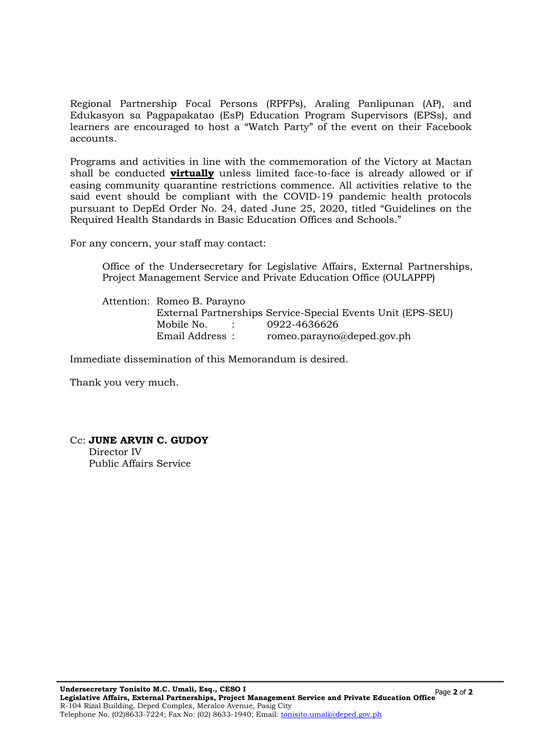Regional Partnership Focal Persons (RPFPs), Araling Panlipunan (AP), and Edukasyon sa Pagpapakatao (EsP) Education Program Supervisors (EPSs), and learners are encouraged to host a "Watch Party" of the event on their Facebook accounts.

Programs and activities in line with the commemoration of the Victory at Mactan shall be conducted **virtually** unless limited face-to-face is already allowed or if easing community quarantine restrictions commence. All activities relative to the said event should be compliant with the COVID-19 pandemic health protocols pursuant to DepEd Order No. 24, dated June 25, 2020, titled "Guidelines on the Required Health Standards in Basic Education Offices and Schools."

For any concern, your staff may contact:

> Office of the Undersecretary for Legislative Affairs, External Partnerships, Project Management Service and Private Education Office (OULAPPP)
>
> Attention: Romeo B. Parayno
> External Partnerships Service-Special Events Unit (EPS-SEU)
> Mobile No. : 0922-4636626
> Email Address : romeo.parayno@deped.gov.ph

Immediate dissemination of this Memorandum is desired.

Thank you very much.

Cc: **JUNE ARVIN C. GUDOY**
Director IV
Public Affairs Service

**Undersecretary Tonisito M.C. Umali, Esq., CESO I**
**Legislative Affairs, External Partnerships, Project Management Service and Private Education Office**
R-104 Rizal Building, Deped Complex, Meralco Avenue, Pasig City
Telephone No. (02)8633-7224; Fax No: (02) 8633-1940; Email: tonisito.umali@deped.gov.ph